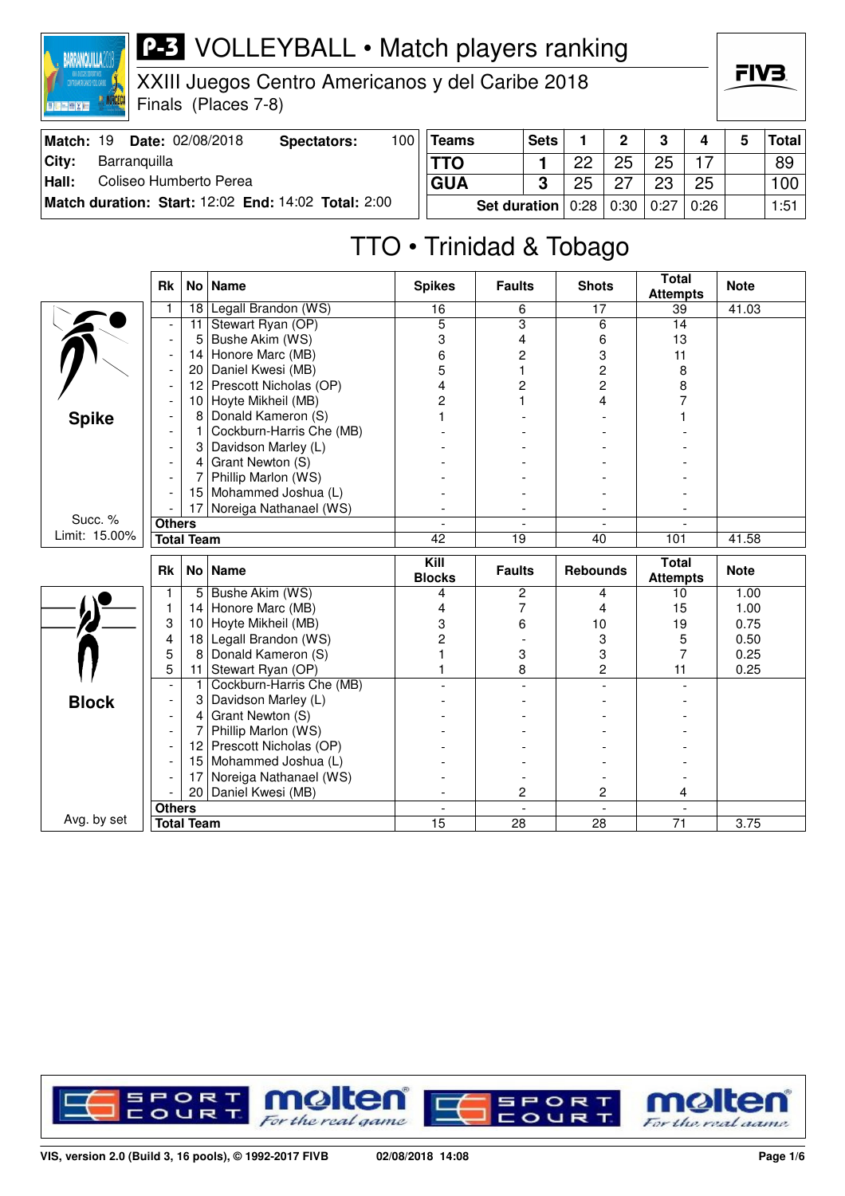# P-3 VOLLEYBALL • Match players ranking

XXIII Juegos Centro Americanos y del Caribe 2018
Finals (Places 7-8)

| | | | |
|---|---|---|---|
| **Match:** 19 | **Date:** 02/08/2018 | **Spectators:** | 100 |
| **City:** | Barranquilla | | |
| **Hall:** | Coliseo Humberto Perea | | |
| **Match duration: Start:** 12:02 | **End:** 14:02 | **Total:** 2:00 | |

| Teams | Sets | 1 | 2 | 3 | 4 | 5 | Total |
|---|---|---|---|---|---|---|---|
| TTO | 1 | 22 | 25 | 25 | 17 | | 89 |
| GUA | 3 | 25 | 27 | 23 | 25 | | 100 |
| | Set duration | 0:28 | 0:30 | 0:27 | 0:26 | | 1:51 |

## TTO • Trinidad & Tobago

### Spike

Succ. % Limit: 15.00%

| Rk | No | Name | Spikes | Faults | Shots | Total Attempts | Note |
|---|---|---|---|---|---|---|---|
| 1 | 18 | Legall Brandon (WS) | 16 | 6 | 17 | 39 | 41.03 |
| - | 11 | Stewart Ryan (OP) | 5 | 3 | 6 | 14 | |
| - | 5 | Bushe Akim (WS) | 3 | 4 | 6 | 13 | |
| - | 14 | Honore Marc (MB) | 6 | 2 | 3 | 11 | |
| - | 20 | Daniel Kwesi (MB) | 5 | 1 | 2 | 8 | |
| - | 12 | Prescott Nicholas (OP) | 4 | 2 | 2 | 8 | |
| - | 10 | Hoyte Mikheil (MB) | 2 | 1 | 4 | 7 | |
| - | 8 | Donald Kameron (S) | 1 | - | - | 1 | |
| - | 1 | Cockburn-Harris Che (MB) | - | - | - | - | |
| - | 3 | Davidson Marley (L) | - | - | - | - | |
| - | 4 | Grant Newton (S) | - | - | - | - | |
| - | 7 | Phillip Marlon (WS) | - | - | - | - | |
| - | 15 | Mohammed Joshua (L) | - | - | - | - | |
| - | 17 | Noreiga Nathanael (WS) | - | - | - | - | |
| Others | | | - | - | - | - | |
| Total Team | | | 42 | 19 | 40 | 101 | 41.58 |

### Block

Avg. by set

| Rk | No | Name | Kill Blocks | Faults | Rebounds | Total Attempts | Note |
|---|---|---|---|---|---|---|---|
| 1 | 5 | Bushe Akim (WS) | 4 | 2 | 4 | 10 | 1.00 |
| 1 | 14 | Honore Marc (MB) | 4 | 7 | 4 | 15 | 1.00 |
| 3 | 10 | Hoyte Mikheil (MB) | 3 | 6 | 10 | 19 | 0.75 |
| 4 | 18 | Legall Brandon (WS) | 2 | - | 3 | 5 | 0.50 |
| 5 | 8 | Donald Kameron (S) | 1 | 3 | 3 | 7 | 0.25 |
| 5 | 11 | Stewart Ryan (OP) | 1 | 8 | 2 | 11 | 0.25 |
| - | 1 | Cockburn-Harris Che (MB) | - | - | - | - | |
| - | 3 | Davidson Marley (L) | - | - | - | - | |
| - | 4 | Grant Newton (S) | - | - | - | - | |
| - | 7 | Phillip Marlon (WS) | - | - | - | - | |
| - | 12 | Prescott Nicholas (OP) | - | - | - | - | |
| - | 15 | Mohammed Joshua (L) | - | - | - | - | |
| - | 17 | Noreiga Nathanael (WS) | - | - | - | - | |
| - | 20 | Daniel Kwesi (MB) | - | 2 | 2 | 4 | |
| Others | | | - | - | - | - | |
| Total Team | | | 15 | 28 | 28 | 71 | 3.75 |

VIS, version 2.0 (Build 3, 16 pools), © 1992-2017 FIVB — 02/08/2018 14:08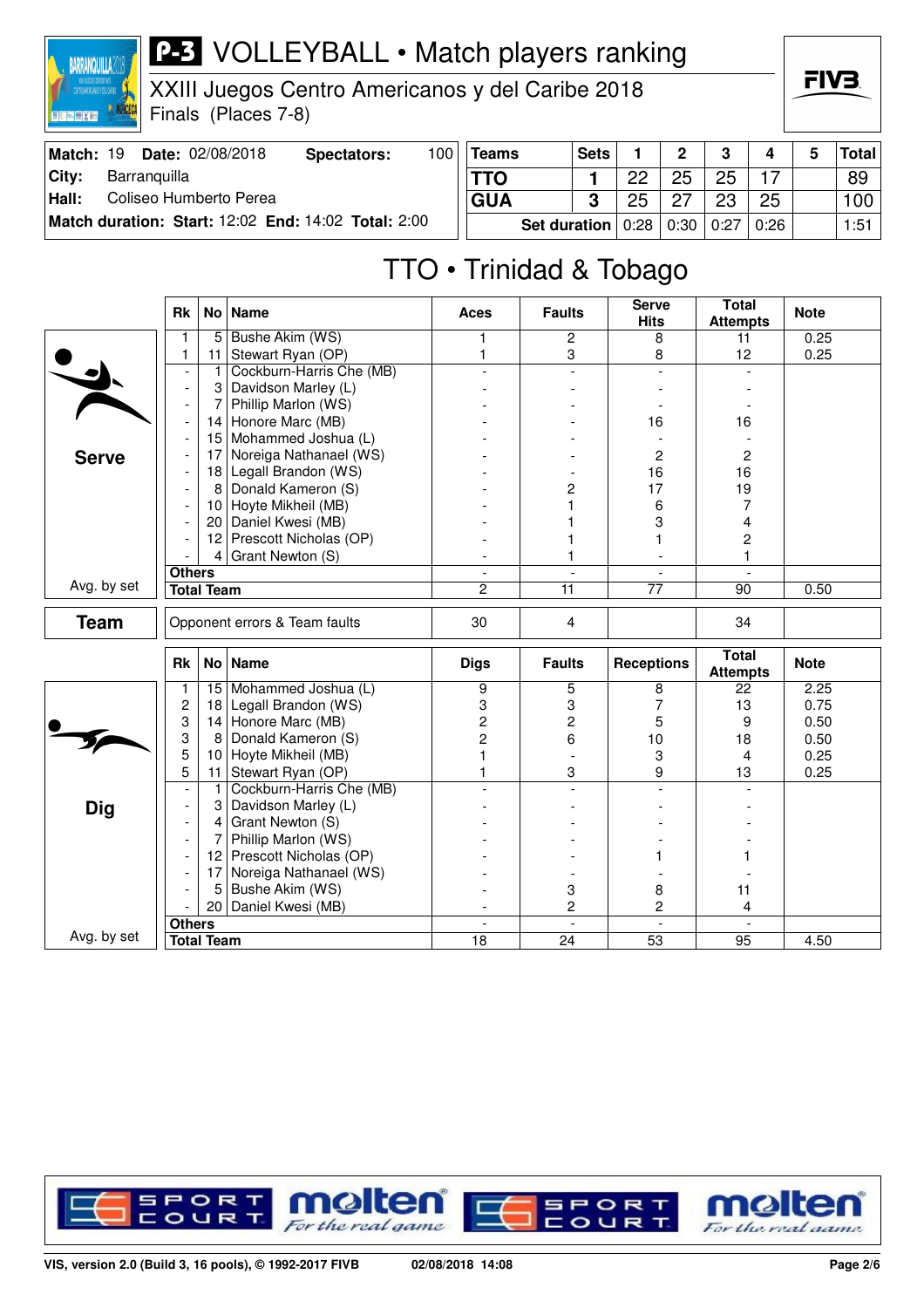# P-3 VOLLEYBALL • Match players ranking

XXIII Juegos Centro Americanos y del Caribe 2018
Finals (Places 7-8)

| Match: 19 | Date: 02/08/2018 | Spectators: | 100 |
|---|---|---|---|
| City: | Barranquilla | | |
| Hall: | Coliseo Humberto Perea | | |
| Match duration: | Start: 12:02 | End: 14:02 | Total: 2:00 |

| Teams | Sets | 1 | 2 | 3 | 4 | 5 | Total |
|---|---|---|---|---|---|---|---|
| TTO | 1 | 22 | 25 | 25 | 17 | | 89 |
| GUA | 3 | 25 | 27 | 23 | 25 | | 100 |
| Set duration | | 0:28 | 0:30 | 0:27 | 0:26 | | 1:51 |

## TTO • Trinidad & Tobago

### Serve

| Rk | No | Name | Aces | Faults | Serve Hits | Total Attempts | Note |
|---|---|---|---|---|---|---|---|
| 1 | 5 | Bushe Akim (WS) | 1 | 2 | 8 | 11 | 0.25 |
| 1 | 11 | Stewart Ryan (OP) | 1 | 3 | 8 | 12 | 0.25 |
| - | 1 | Cockburn-Harris Che (MB) | - | - | - | - | |
| - | 3 | Davidson Marley (L) | - | - | - | - | |
| - | 7 | Phillip Marlon (WS) | - | - | - | - | |
| - | 14 | Honore Marc (MB) | - | - | 16 | 16 | |
| - | 15 | Mohammed Joshua (L) | - | - | - | - | |
| - | 17 | Noreiga Nathanael (WS) | - | - | 2 | 2 | |
| - | 18 | Legall Brandon (WS) | - | - | 16 | 16 | |
| - | 8 | Donald Kameron (S) | - | 2 | 17 | 19 | |
| - | 10 | Hoyte Mikheil (MB) | - | 1 | 6 | 7 | |
| - | 20 | Daniel Kwesi (MB) | - | 1 | 3 | 4 | |
| - | 12 | Prescott Nicholas (OP) | - | 1 | 1 | 2 | |
| - | 4 | Grant Newton (S) | - | 1 | - | 1 | |
| Others | | | - | - | - | - | |
| Total Team | | | 2 | 11 | 77 | 90 | 0.50 |

Avg. by set

### Team

| | Aces | Faults | Serve Hits | Total Attempts | Note |
|---|---|---|---|---|---|
| Opponent errors & Team faults | 30 | 4 | | 34 | |

### Dig

| Rk | No | Name | Digs | Faults | Receptions | Total Attempts | Note |
|---|---|---|---|---|---|---|---|
| 1 | 15 | Mohammed Joshua (L) | 9 | 5 | 8 | 22 | 2.25 |
| 2 | 18 | Legall Brandon (WS) | 3 | 3 | 7 | 13 | 0.75 |
| 3 | 14 | Honore Marc (MB) | 2 | 2 | 5 | 9 | 0.50 |
| 3 | 8 | Donald Kameron (S) | 2 | 6 | 10 | 18 | 0.50 |
| 5 | 10 | Hoyte Mikheil (MB) | 1 | - | 3 | 4 | 0.25 |
| 5 | 11 | Stewart Ryan (OP) | 1 | 3 | 9 | 13 | 0.25 |
| - | 1 | Cockburn-Harris Che (MB) | - | - | - | - | |
| - | 3 | Davidson Marley (L) | - | - | - | - | |
| - | 4 | Grant Newton (S) | - | - | - | - | |
| - | 7 | Phillip Marlon (WS) | - | - | - | - | |
| - | 12 | Prescott Nicholas (OP) | - | - | 1 | 1 | |
| - | 17 | Noreiga Nathanael (WS) | - | - | - | - | |
| - | 5 | Bushe Akim (WS) | - | 3 | 8 | 11 | |
| - | 20 | Daniel Kwesi (MB) | - | 2 | 2 | 4 | |
| Others | | | - | - | - | - | |
| Total Team | | | 18 | 24 | 53 | 95 | 4.50 |

Avg. by set

VIS, version 2.0 (Build 3, 16 pools), © 1992-2017 FIVB — 02/08/2018 14:08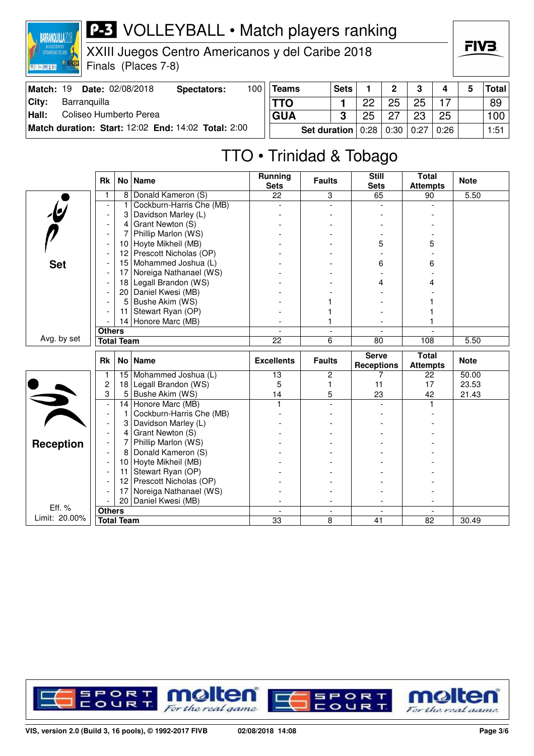# P-3 VOLLEYBALL • Match players ranking

XXIII Juegos Centro Americanos y del Caribe 2018

Finals (Places 7-8)

| Match: 19 | Date: 02/08/2018 | Spectators: | 100 |
|---|---|---|---|
| City: | Barranquilla | | |
| Hall: | Coliseo Humberto Perea | | |
| Match duration: | Start: 12:02 | End: 14:02 | Total: 2:00 |

| Teams | Sets | 1 | 2 | 3 | 4 | 5 | Total |
|---|---|---|---|---|---|---|---|
| TTO | 1 | 22 | 25 | 25 | 17 | | 89 |
| GUA | 3 | 25 | 27 | 23 | 25 | | 100 |
| Set duration | | 0:28 | 0:30 | 0:27 | 0:26 | | 1:51 |

## TTO • Trinidad & Tobago

### Set

| Rk | No | Name | Running Sets | Faults | Still Sets | Total Attempts | Note |
|---|---|---|---|---|---|---|---|
| 1 | 8 | Donald Kameron (S) | 22 | 3 | 65 | 90 | 5.50 |
| - | 1 | Cockburn-Harris Che (MB) | - | - | - | - | |
| - | 3 | Davidson Marley (L) | - | - | - | - | |
| - | 4 | Grant Newton (S) | - | - | - | - | |
| - | 7 | Phillip Marlon (WS) | - | - | - | - | |
| - | 10 | Hoyte Mikheil (MB) | - | - | 5 | 5 | |
| - | 12 | Prescott Nicholas (OP) | - | - | - | - | |
| - | 15 | Mohammed Joshua (L) | - | - | 6 | 6 | |
| - | 17 | Noreiga Nathanael (WS) | - | - | - | - | |
| - | 18 | Legall Brandon (WS) | - | - | 4 | 4 | |
| - | 20 | Daniel Kwesi (MB) | - | - | - | - | |
| - | 5 | Bushe Akim (WS) | - | 1 | - | 1 | |
| - | 11 | Stewart Ryan (OP) | - | 1 | - | 1 | |
| - | 14 | Honore Marc (MB) | - | 1 | - | 1 | |
| Others | | | - | - | - | - | |
| Total Team | | | 22 | 6 | 80 | 108 | 5.50 |

Avg. by set

### Reception

| Rk | No | Name | Excellents | Faults | Serve Receptions | Total Attempts | Note |
|---|---|---|---|---|---|---|---|
| 1 | 15 | Mohammed Joshua (L) | 13 | 2 | 7 | 22 | 50.00 |
| 2 | 18 | Legall Brandon (WS) | 5 | 1 | 11 | 17 | 23.53 |
| 3 | 5 | Bushe Akim (WS) | 14 | 5 | 23 | 42 | 21.43 |
| - | 14 | Honore Marc (MB) | 1 | - | - | 1 | |
| - | 1 | Cockburn-Harris Che (MB) | - | - | - | - | |
| - | 3 | Davidson Marley (L) | - | - | - | - | |
| - | 4 | Grant Newton (S) | - | - | - | - | |
| - | 7 | Phillip Marlon (WS) | - | - | - | - | |
| - | 8 | Donald Kameron (S) | - | - | - | - | |
| - | 10 | Hoyte Mikheil (MB) | - | - | - | - | |
| - | 11 | Stewart Ryan (OP) | - | - | - | - | |
| - | 12 | Prescott Nicholas (OP) | - | - | - | - | |
| - | 17 | Noreiga Nathanael (WS) | - | - | - | - | |
| - | 20 | Daniel Kwesi (MB) | - | - | - | - | |
| Others | | | - | - | - | - | |
| Total Team | | | 33 | 8 | 41 | 82 | 30.49 |

Eff. %
Limit: 20.00%

VIS, version 2.0 (Build 3, 16 pools), © 1992-2017 FIVB — 02/08/2018 14:08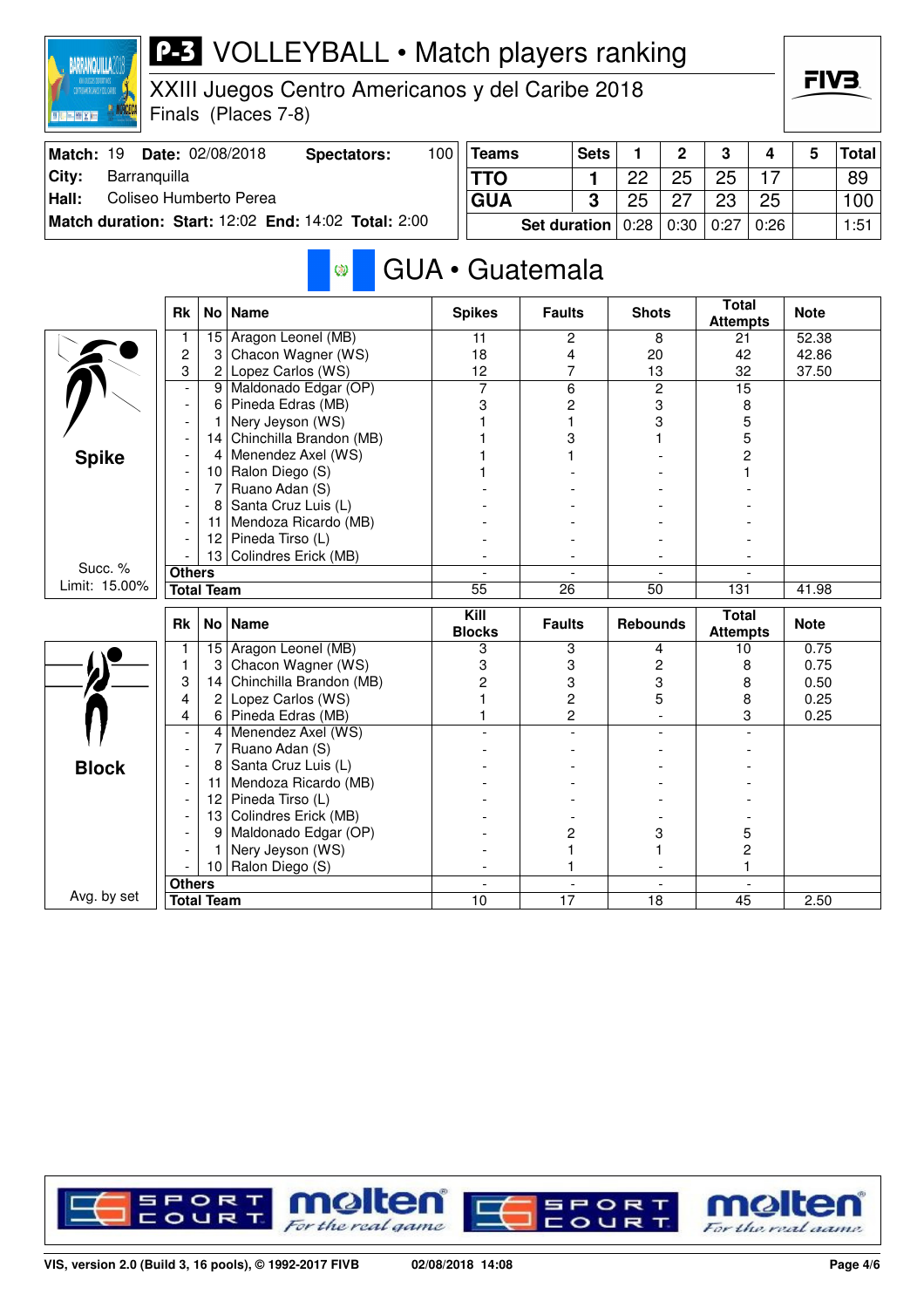# VOLLEYBALL • Match players ranking

XXIII Juegos Centro Americanos y del Caribe 2018
Finals (Places 7-8)

| Match: 19 | Date: 02/08/2018 | Spectators: | 100 |
|---|---|---|---|
| City: | Barranquilla | | |
| Hall: | Coliseo Humberto Perea | | |
| Match duration: | Start: 12:02 | End: 14:02 | Total: 2:00 |

| Teams | Sets | 1 | 2 | 3 | 4 | 5 | Total |
|---|---|---|---|---|---|---|---|
| TTO | 1 | 22 | 25 | 25 | 17 | | 89 |
| GUA | 3 | 25 | 27 | 23 | 25 | | 100 |
| Set duration | | 0:28 | 0:30 | 0:27 | 0:26 | | 1:51 |

## GUA • Guatemala

### Spike

Succ. % Limit: 15.00%

| Rk | No | Name | Spikes | Faults | Shots | Total Attempts | Note |
|---|---|---|---|---|---|---|---|
| 1 | 15 | Aragon Leonel (MB) | 11 | 2 | 8 | 21 | 52.38 |
| 2 | 3 | Chacon Wagner (WS) | 18 | 4 | 20 | 42 | 42.86 |
| 3 | 2 | Lopez Carlos (WS) | 12 | 7 | 13 | 32 | 37.50 |
| - | 9 | Maldonado Edgar (OP) | 7 | 6 | 2 | 15 | |
| - | 6 | Pineda Edras (MB) | 3 | 2 | 3 | 8 | |
| - | 1 | Nery Jeyson (WS) | 1 | 1 | 3 | 5 | |
| - | 14 | Chinchilla Brandon (MB) | 1 | 3 | 1 | 5 | |
| - | 4 | Menendez Axel (WS) | 1 | 1 | - | 2 | |
| - | 10 | Ralon Diego (S) | 1 | - | - | 1 | |
| - | 7 | Ruano Adan (S) | - | - | - | - | |
| - | 8 | Santa Cruz Luis (L) | - | - | - | - | |
| - | 11 | Mendoza Ricardo (MB) | - | - | - | - | |
| - | 12 | Pineda Tirso (L) | - | - | - | - | |
| - | 13 | Colindres Erick (MB) | - | - | - | - | |
| Others | | | - | - | - | - | |
| Total Team | | | 55 | 26 | 50 | 131 | 41.98 |

### Block

Avg. by set

| Rk | No | Name | Kill Blocks | Faults | Rebounds | Total Attempts | Note |
|---|---|---|---|---|---|---|---|
| 1 | 15 | Aragon Leonel (MB) | 3 | 3 | 4 | 10 | 0.75 |
| 1 | 3 | Chacon Wagner (WS) | 3 | 3 | 2 | 8 | 0.75 |
| 3 | 14 | Chinchilla Brandon (MB) | 2 | 3 | 3 | 8 | 0.50 |
| 4 | 2 | Lopez Carlos (WS) | 1 | 2 | 5 | 8 | 0.25 |
| 4 | 6 | Pineda Edras (MB) | 1 | 2 | - | 3 | 0.25 |
| - | 4 | Menendez Axel (WS) | - | - | - | - | |
| - | 7 | Ruano Adan (S) | - | - | - | - | |
| - | 8 | Santa Cruz Luis (L) | - | - | - | - | |
| - | 11 | Mendoza Ricardo (MB) | - | - | - | - | |
| - | 12 | Pineda Tirso (L) | - | - | - | - | |
| - | 13 | Colindres Erick (MB) | - | - | - | - | |
| - | 9 | Maldonado Edgar (OP) | - | 2 | 3 | 5 | |
| - | 1 | Nery Jeyson (WS) | - | 1 | 1 | 2 | |
| - | 10 | Ralon Diego (S) | - | 1 | - | 1 | |
| Others | | | - | - | - | - | |
| Total Team | | | 10 | 17 | 18 | 45 | 2.50 |

VIS, version 2.0 (Build 3, 16 pools), © 1992-2017 FIVB 02/08/2018 14:08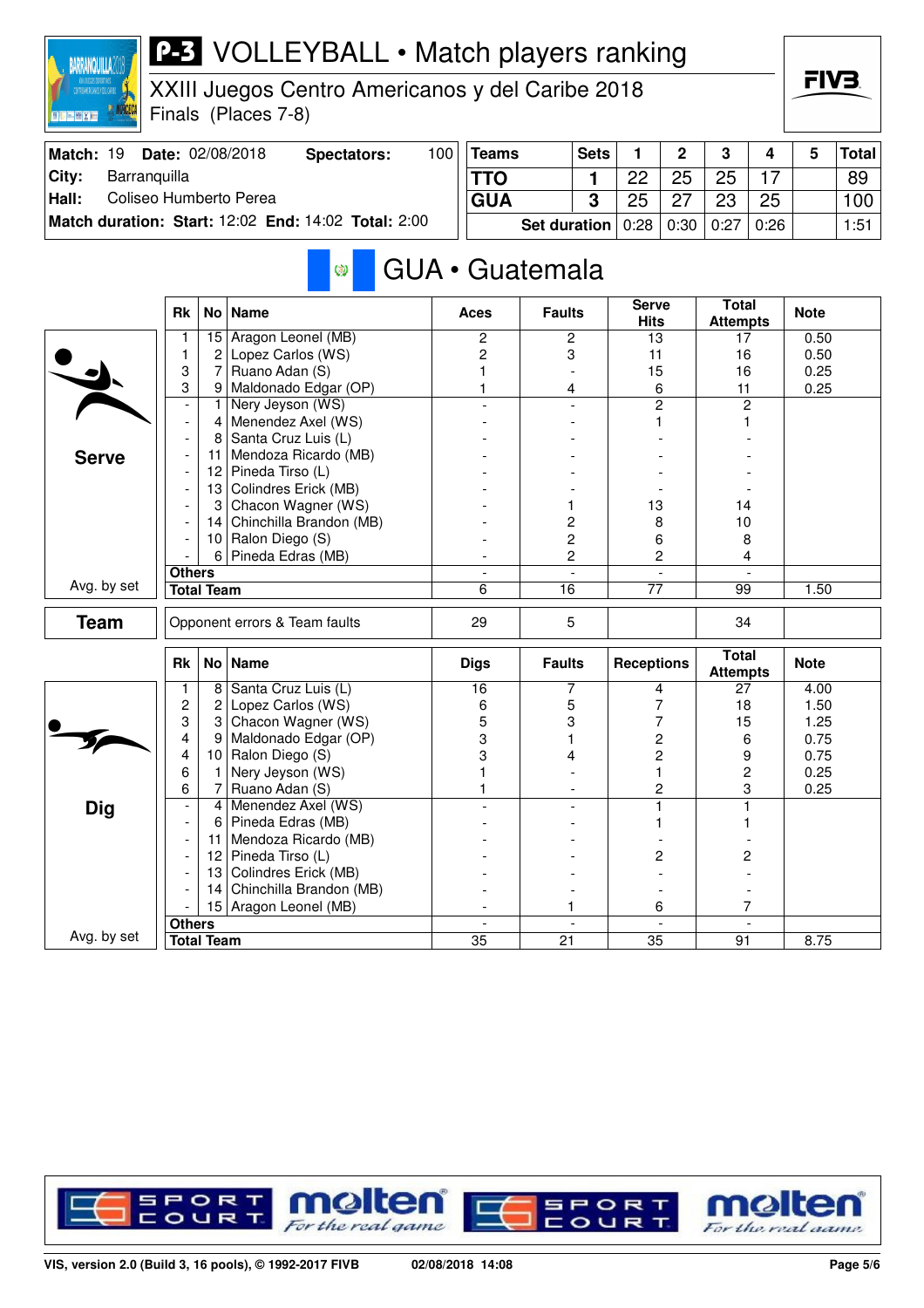# P-3 VOLLEYBALL • Match players ranking

XXIII Juegos Centro Americanos y del Caribe 2018

Finals (Places 7-8)

| Match: 19 | Date: 02/08/2018 | Spectators: | 100 |
|---|---|---|---|
| City: | Barranquilla | | |
| Hall: | Coliseo Humberto Perea | | |
| Match duration: | Start: 12:02 | End: 14:02 | Total: 2:00 |

| Teams | Sets | 1 | 2 | 3 | 4 | 5 | Total |
|---|---|---|---|---|---|---|---|
| TTO | 1 | 22 | 25 | 25 | 17 | | 89 |
| GUA | 3 | 25 | 27 | 23 | 25 | | 100 |
| Set duration | | 0:28 | 0:30 | 0:27 | 0:26 | | 1:51 |

## GUA • Guatemala

### Serve

| Rk | No | Name | Aces | Faults | Serve Hits | Total Attempts | Note |
|---|---|---|---|---|---|---|---|
| 1 | 15 | Aragon Leonel (MB) | 2 | 2 | 13 | 17 | 0.50 |
| 1 | 2 | Lopez Carlos (WS) | 2 | 3 | 11 | 16 | 0.50 |
| 3 | 7 | Ruano Adan (S) | 1 | - | 15 | 16 | 0.25 |
| 3 | 9 | Maldonado Edgar (OP) | 1 | 4 | 6 | 11 | 0.25 |
| - | 1 | Nery Jeyson (WS) | - | - | 2 | 2 | |
| - | 4 | Menendez Axel (WS) | - | - | 1 | 1 | |
| - | 8 | Santa Cruz Luis (L) | - | - | - | - | |
| - | 11 | Mendoza Ricardo (MB) | - | - | - | - | |
| - | 12 | Pineda Tirso (L) | - | - | - | - | |
| - | 13 | Colindres Erick (MB) | - | - | - | - | |
| - | 3 | Chacon Wagner (WS) | - | 1 | 13 | 14 | |
| - | 14 | Chinchilla Brandon (MB) | - | 2 | 8 | 10 | |
| - | 10 | Ralon Diego (S) | - | 2 | 6 | 8 | |
| - | 6 | Pineda Edras (MB) | - | 2 | 2 | 4 | |
| Others | | | - | - | - | - | |
| Total Team | | | 6 | 16 | 77 | 99 | 1.50 |

Avg. by set

### Team

| | Aces | Faults | Serve Hits | Total Attempts | Note |
|---|---|---|---|---|---|
| Opponent errors & Team faults | 29 | 5 | | 34 | |

### Dig

| Rk | No | Name | Digs | Faults | Receptions | Total Attempts | Note |
|---|---|---|---|---|---|---|---|
| 1 | 8 | Santa Cruz Luis (L) | 16 | 7 | 4 | 27 | 4.00 |
| 2 | 2 | Lopez Carlos (WS) | 6 | 5 | 7 | 18 | 1.50 |
| 3 | 3 | Chacon Wagner (WS) | 5 | 3 | 7 | 15 | 1.25 |
| 4 | 9 | Maldonado Edgar (OP) | 3 | 1 | 2 | 6 | 0.75 |
| 4 | 10 | Ralon Diego (S) | 3 | 4 | 2 | 9 | 0.75 |
| 6 | 1 | Nery Jeyson (WS) | 1 | - | 1 | 2 | 0.25 |
| 6 | 7 | Ruano Adan (S) | 1 | - | 2 | 3 | 0.25 |
| - | 4 | Menendez Axel (WS) | - | - | 1 | 1 | |
| - | 6 | Pineda Edras (MB) | - | - | 1 | 1 | |
| - | 11 | Mendoza Ricardo (MB) | - | - | - | - | |
| - | 12 | Pineda Tirso (L) | - | - | 2 | 2 | |
| - | 13 | Colindres Erick (MB) | - | - | - | - | |
| - | 14 | Chinchilla Brandon (MB) | - | - | - | - | |
| - | 15 | Aragon Leonel (MB) | - | 1 | 6 | 7 | |
| Others | | | - | - | - | - | |
| Total Team | | | 35 | 21 | 35 | 91 | 8.75 |

Avg. by set

VIS, version 2.0 (Build 3, 16 pools), © 1992-2017 FIVB — 02/08/2018 14:08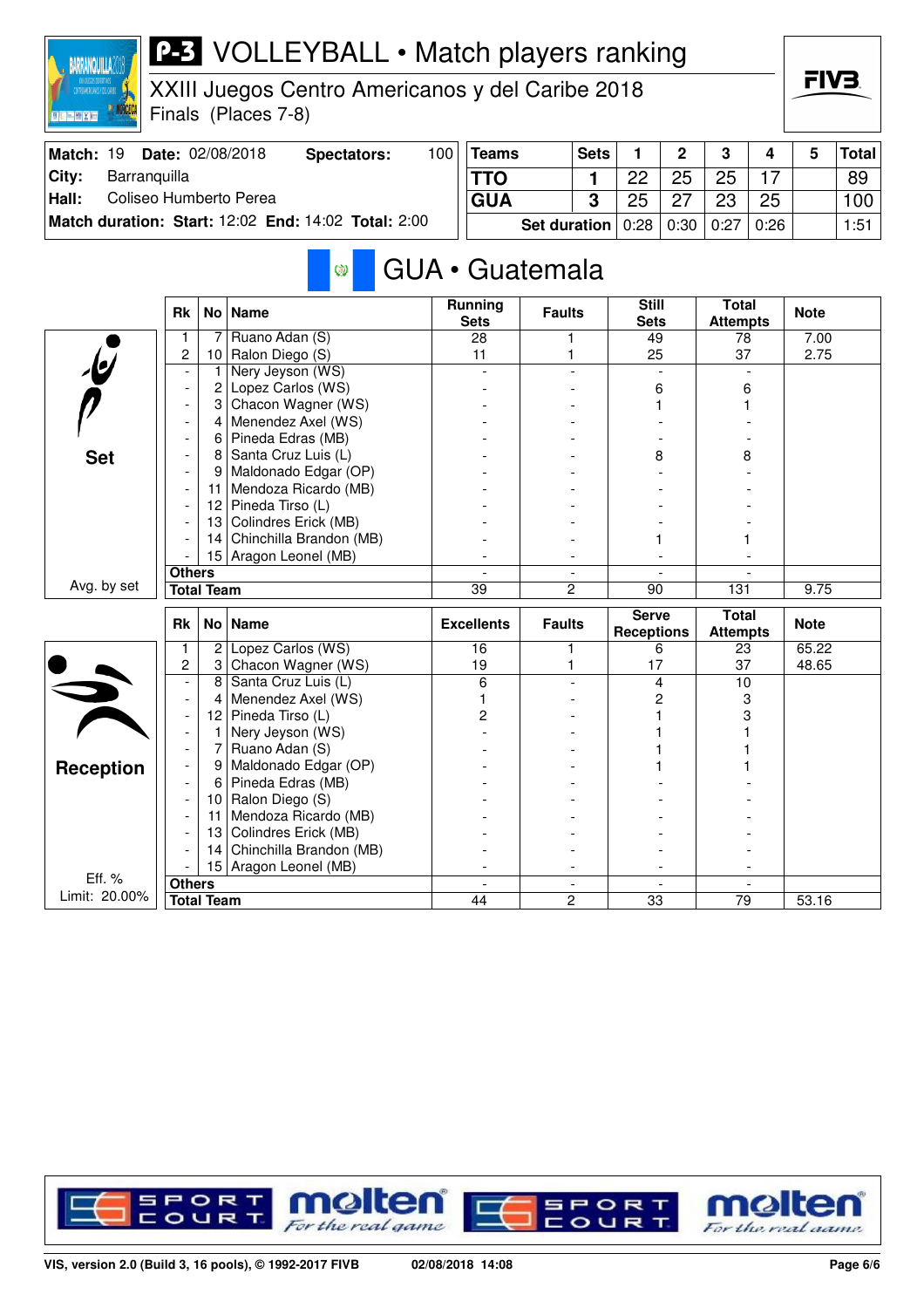# P-3 VOLLEYBALL • Match players ranking

XXIII Juegos Centro Americanos y del Caribe 2018
Finals (Places 7-8)

**Match:** 19 **Date:** 02/08/2018 **Spectators:** 100
**City:** Barranquilla
**Hall:** Coliseo Humberto Perea
**Match duration: Start:** 12:02 **End:** 14:02 **Total:** 2:00

| Teams | Sets | 1 | 2 | 3 | 4 | 5 | Total |
|---|---|---|---|---|---|---|---|
| TTO | 1 | 22 | 25 | 25 | 17 | | 89 |
| GUA | 3 | 25 | 27 | 23 | 25 | | 100 |
| Set duration | | 0:28 | 0:30 | 0:27 | 0:26 | | 1:51 |

## GUA • Guatemala

### Set

| Rk | No | Name | Running Sets | Faults | Still Sets | Total Attempts | Note |
|---|---|---|---|---|---|---|---|
| 1 | 7 | Ruano Adan (S) | 28 | 1 | 49 | 78 | 7.00 |
| 2 | 10 | Ralon Diego (S) | 11 | 1 | 25 | 37 | 2.75 |
| - | 1 | Nery Jeyson (WS) | - | - | - | - | |
| - | 2 | Lopez Carlos (WS) | - | - | 6 | 6 | |
| - | 3 | Chacon Wagner (WS) | - | - | 1 | 1 | |
| - | 4 | Menendez Axel (WS) | - | - | - | - | |
| - | 6 | Pineda Edras (MB) | - | - | - | - | |
| - | 8 | Santa Cruz Luis (L) | - | - | 8 | 8 | |
| - | 9 | Maldonado Edgar (OP) | - | - | - | - | |
| - | 11 | Mendoza Ricardo (MB) | - | - | - | - | |
| - | 12 | Pineda Tirso (L) | - | - | - | - | |
| - | 13 | Colindres Erick (MB) | - | - | - | - | |
| - | 14 | Chinchilla Brandon (MB) | - | - | 1 | 1 | |
| - | 15 | Aragon Leonel (MB) | - | - | - | - | |
| Others | | | - | - | - | - | |
| Total Team | | | 39 | 2 | 90 | 131 | 9.75 |

Avg. by set

### Reception

| Rk | No | Name | Excellents | Faults | Serve Receptions | Total Attempts | Note |
|---|---|---|---|---|---|---|---|
| 1 | 2 | Lopez Carlos (WS) | 16 | 1 | 6 | 23 | 65.22 |
| 2 | 3 | Chacon Wagner (WS) | 19 | 1 | 17 | 37 | 48.65 |
| - | 8 | Santa Cruz Luis (L) | 6 | - | 4 | 10 | |
| - | 4 | Menendez Axel (WS) | 1 | - | 2 | 3 | |
| - | 12 | Pineda Tirso (L) | 2 | - | 1 | 3 | |
| - | 1 | Nery Jeyson (WS) | - | - | 1 | 1 | |
| - | 7 | Ruano Adan (S) | - | - | 1 | 1 | |
| - | 9 | Maldonado Edgar (OP) | - | - | 1 | 1 | |
| - | 6 | Pineda Edras (MB) | - | - | - | - | |
| - | 10 | Ralon Diego (S) | - | - | - | - | |
| - | 11 | Mendoza Ricardo (MB) | - | - | - | - | |
| - | 13 | Colindres Erick (MB) | - | - | - | - | |
| - | 14 | Chinchilla Brandon (MB) | - | - | - | - | |
| - | 15 | Aragon Leonel (MB) | - | - | - | - | |
| Others | | | - | - | - | - | |
| Total Team | | | 44 | 2 | 33 | 79 | 53.16 |

Eff. %
Limit: 20.00%

VIS, version 2.0 (Build 3, 16 pools), © 1992-2017 FIVB 02/08/2018 14:08